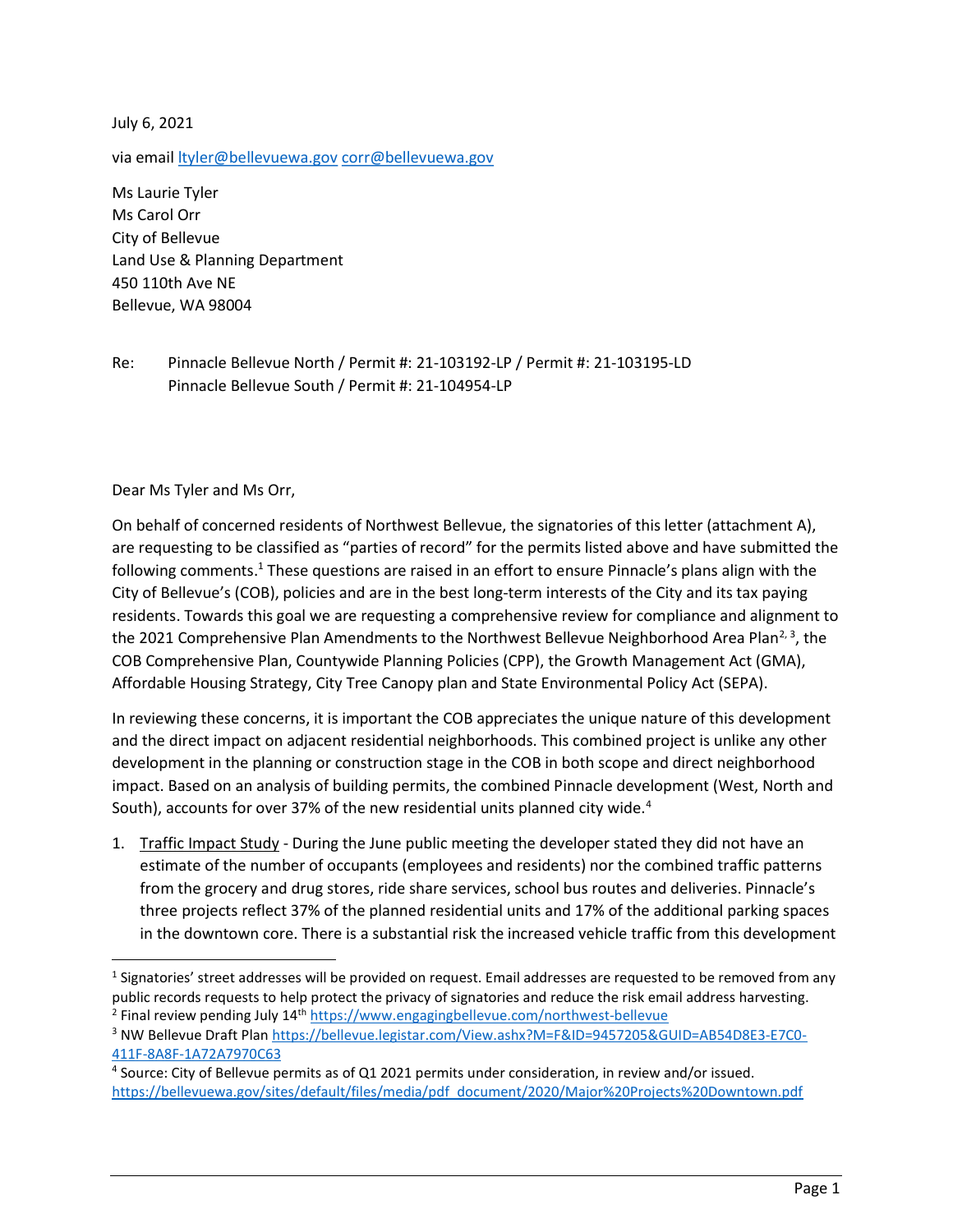July 6, 2021

via email ltyler@bellevuewa.gov corr@bellevuewa.gov

Ms Laurie Tyler
Ms Carol Orr
City of Bellevue
Land Use & Planning Department
450 110th Ave NE
Bellevue, WA 98004

Re: Pinnacle Bellevue North / Permit #: 21-103192-LP / Permit #: 21-103195-LD
Pinnacle Bellevue South / Permit #: 21-104954-LP

Dear Ms Tyler and Ms Orr,

On behalf of concerned residents of Northwest Bellevue, the signatories of this letter (attachment A), are requesting to be classified as "parties of record" for the permits listed above and have submitted the following comments.[1] These questions are raised in an effort to ensure Pinnacle's plans align with the City of Bellevue's (COB), policies and are in the best long-term interests of the City and its tax paying residents. Towards this goal we are requesting a comprehensive review for compliance and alignment to the 2021 Comprehensive Plan Amendments to the Northwest Bellevue Neighborhood Area Plan[2, 3], the COB Comprehensive Plan, Countywide Planning Policies (CPP), the Growth Management Act (GMA), Affordable Housing Strategy, City Tree Canopy plan and State Environmental Policy Act (SEPA).

In reviewing these concerns, it is important the COB appreciates the unique nature of this development and the direct impact on adjacent residential neighborhoods. This combined project is unlike any other development in the planning or construction stage in the COB in both scope and direct neighborhood impact. Based on an analysis of building permits, the combined Pinnacle development (West, North and South), accounts for over 37% of the new residential units planned city wide.[4]

1. Traffic Impact Study - During the June public meeting the developer stated they did not have an estimate of the number of occupants (employees and residents) nor the combined traffic patterns from the grocery and drug stores, ride share services, school bus routes and deliveries. Pinnacle's three projects reflect 37% of the planned residential units and 17% of the additional parking spaces in the downtown core. There is a substantial risk the increased vehicle traffic from this development

[1] Signatories' street addresses will be provided on request. Email addresses are requested to be removed from any public records requests to help protect the privacy of signatories and reduce the risk email address harvesting.

[2] Final review pending July 14th https://www.engagingbellevue.com/northwest-bellevue

[3] NW Bellevue Draft Plan https://bellevue.legistar.com/View.ashx?M=F&ID=9457205&GUID=AB54D8E3-E7C0-411F-8A8F-1A72A7970C63

[4] Source: City of Bellevue permits as of Q1 2021 permits under consideration, in review and/or issued. https://bellevuewa.gov/sites/default/files/media/pdf_document/2020/Major%20Projects%20Downtown.pdf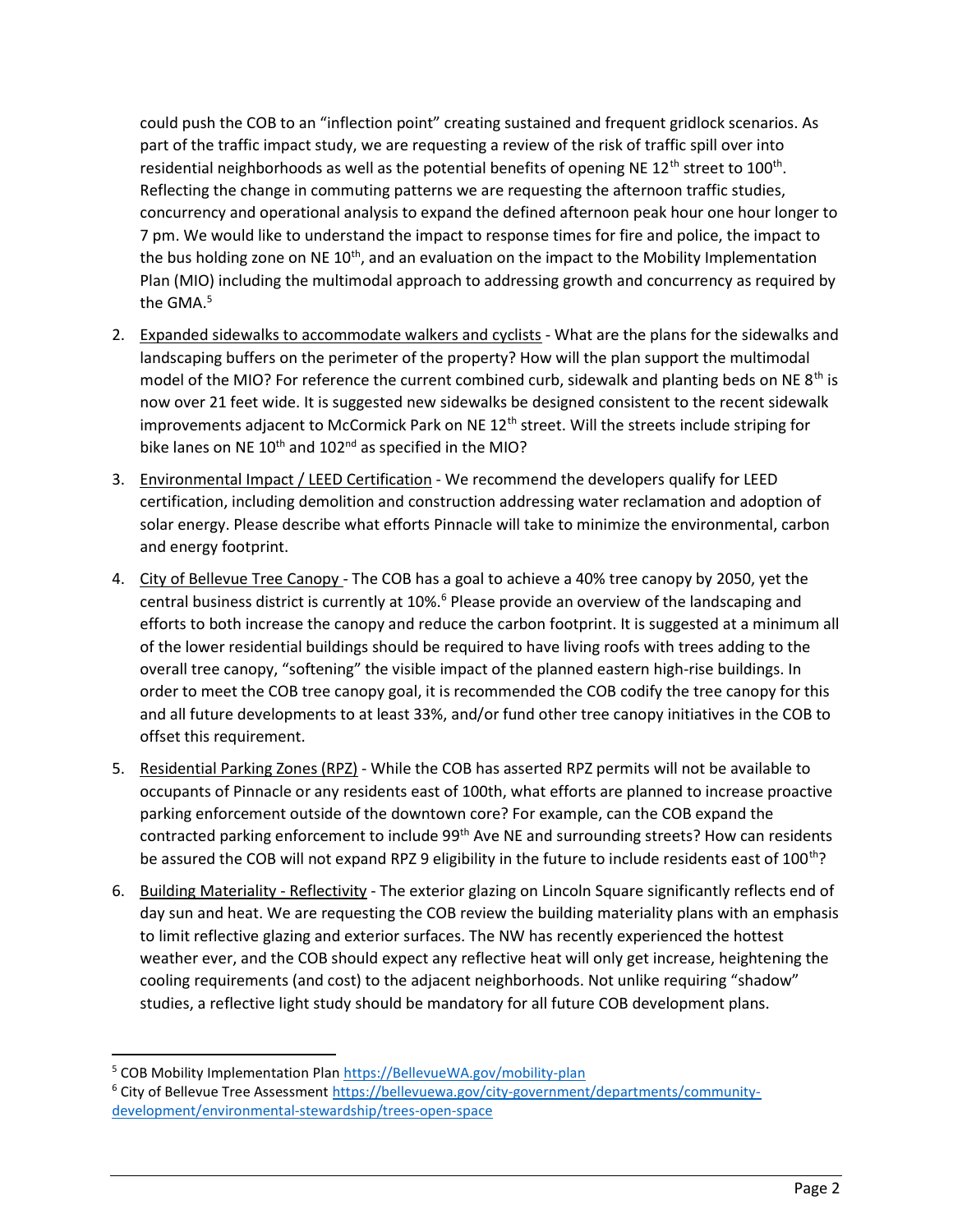could push the COB to an "inflection point" creating sustained and frequent gridlock scenarios. As part of the traffic impact study, we are requesting a review of the risk of traffic spill over into residential neighborhoods as well as the potential benefits of opening NE 12th street to 100th. Reflecting the change in commuting patterns we are requesting the afternoon traffic studies, concurrency and operational analysis to expand the defined afternoon peak hour one hour longer to 7 pm. We would like to understand the impact to response times for fire and police, the impact to the bus holding zone on NE 10th, and an evaluation on the impact to the Mobility Implementation Plan (MIO) including the multimodal approach to addressing growth and concurrency as required by the GMA.[5]

2. Expanded sidewalks to accommodate walkers and cyclists - What are the plans for the sidewalks and landscaping buffers on the perimeter of the property? How will the plan support the multimodal model of the MIO? For reference the current combined curb, sidewalk and planting beds on NE 8th is now over 21 feet wide. It is suggested new sidewalks be designed consistent to the recent sidewalk improvements adjacent to McCormick Park on NE 12th street. Will the streets include striping for bike lanes on NE 10th and 102nd as specified in the MIO?

3. Environmental Impact / LEED Certification - We recommend the developers qualify for LEED certification, including demolition and construction addressing water reclamation and adoption of solar energy. Please describe what efforts Pinnacle will take to minimize the environmental, carbon and energy footprint.

4. City of Bellevue Tree Canopy - The COB has a goal to achieve a 40% tree canopy by 2050, yet the central business district is currently at 10%.[6] Please provide an overview of the landscaping and efforts to both increase the canopy and reduce the carbon footprint. It is suggested at a minimum all of the lower residential buildings should be required to have living roofs with trees adding to the overall tree canopy, "softening" the visible impact of the planned eastern high-rise buildings. In order to meet the COB tree canopy goal, it is recommended the COB codify the tree canopy for this and all future developments to at least 33%, and/or fund other tree canopy initiatives in the COB to offset this requirement.

5. Residential Parking Zones (RPZ) - While the COB has asserted RPZ permits will not be available to occupants of Pinnacle or any residents east of 100th, what efforts are planned to increase proactive parking enforcement outside of the downtown core? For example, can the COB expand the contracted parking enforcement to include 99th Ave NE and surrounding streets? How can residents be assured the COB will not expand RPZ 9 eligibility in the future to include residents east of 100th?

6. Building Materiality - Reflectivity - The exterior glazing on Lincoln Square significantly reflects end of day sun and heat. We are requesting the COB review the building materiality plans with an emphasis to limit reflective glazing and exterior surfaces. The NW has recently experienced the hottest weather ever, and the COB should expect any reflective heat will only get increase, heightening the cooling requirements (and cost) to the adjacent neighborhoods. Not unlike requiring "shadow" studies, a reflective light study should be mandatory for all future COB development plans.

---

[5] COB Mobility Implementation Plan https://BellevueWA.gov/mobility-plan

[6] City of Bellevue Tree Assessment https://bellevuewa.gov/city-government/departments/community-development/environmental-stewardship/trees-open-space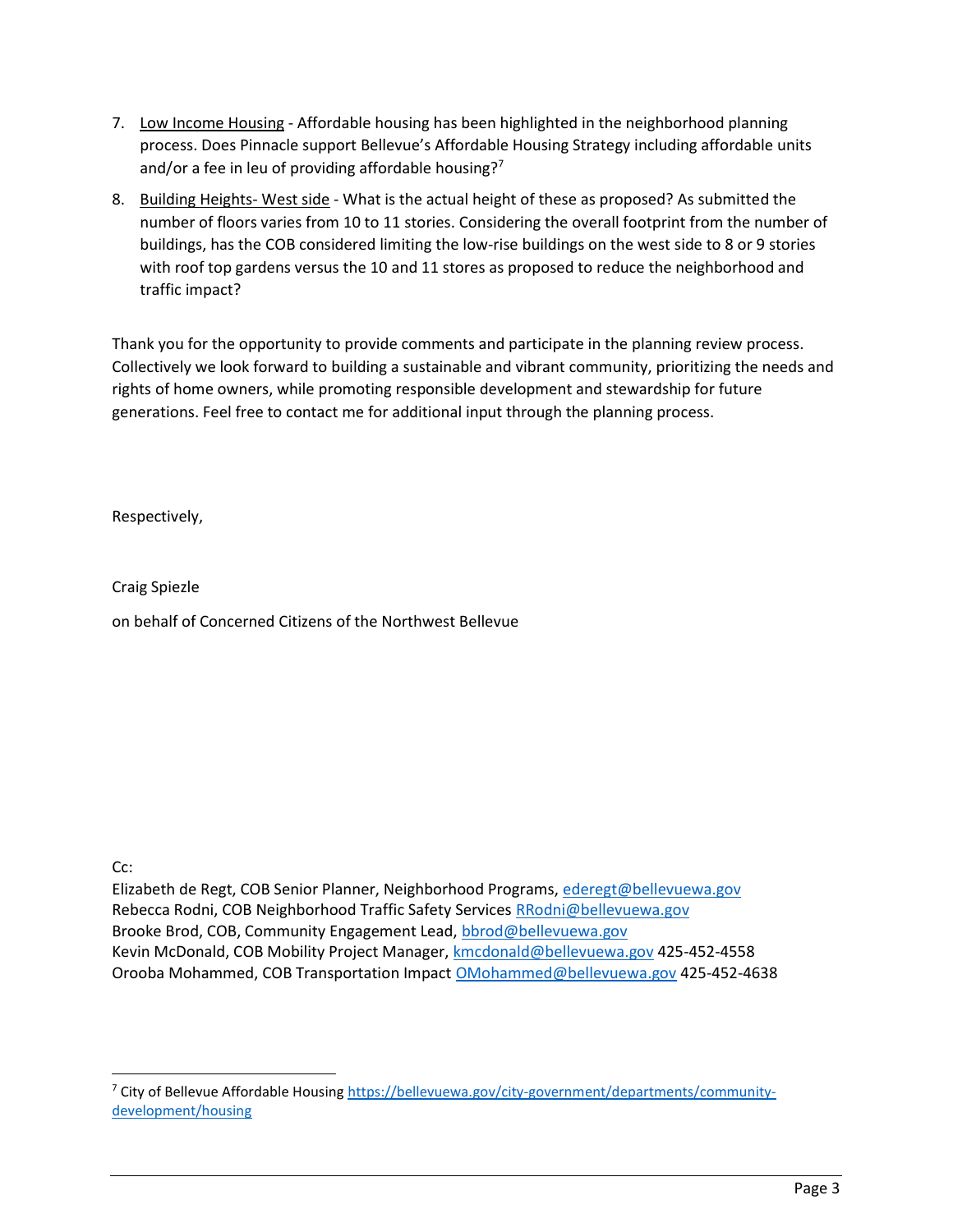7. <u>Low Income Housing</u> - Affordable housing has been highlighted in the neighborhood planning process. Does Pinnacle support Bellevue's Affordable Housing Strategy including affordable units and/or a fee in leu of providing affordable housing?[7]

8. <u>Building Heights- West side</u> - What is the actual height of these as proposed? As submitted the number of floors varies from 10 to 11 stories. Considering the overall footprint from the number of buildings, has the COB considered limiting the low-rise buildings on the west side to 8 or 9 stories with roof top gardens versus the 10 and 11 stores as proposed to reduce the neighborhood and traffic impact?

Thank you for the opportunity to provide comments and participate in the planning review process. Collectively we look forward to building a sustainable and vibrant community, prioritizing the needs and rights of home owners, while promoting responsible development and stewardship for future generations. Feel free to contact me for additional input through the planning process.

Respectively,

Craig Spiezle

on behalf of Concerned Citizens of the Northwest Bellevue

Cc:
Elizabeth de Regt, COB Senior Planner, Neighborhood Programs, ederegt@bellevuewa.gov
Rebecca Rodni, COB Neighborhood Traffic Safety Services RRodni@bellevuewa.gov
Brooke Brod, COB, Community Engagement Lead, bbrod@bellevuewa.gov
Kevin McDonald, COB Mobility Project Manager, kmcdonald@bellevuewa.gov 425-452-4558
Orooba Mohammed, COB Transportation Impact OMohammed@bellevuewa.gov 425-452-4638

---

[7] City of Bellevue Affordable Housing https://bellevuewa.gov/city-government/departments/community-development/housing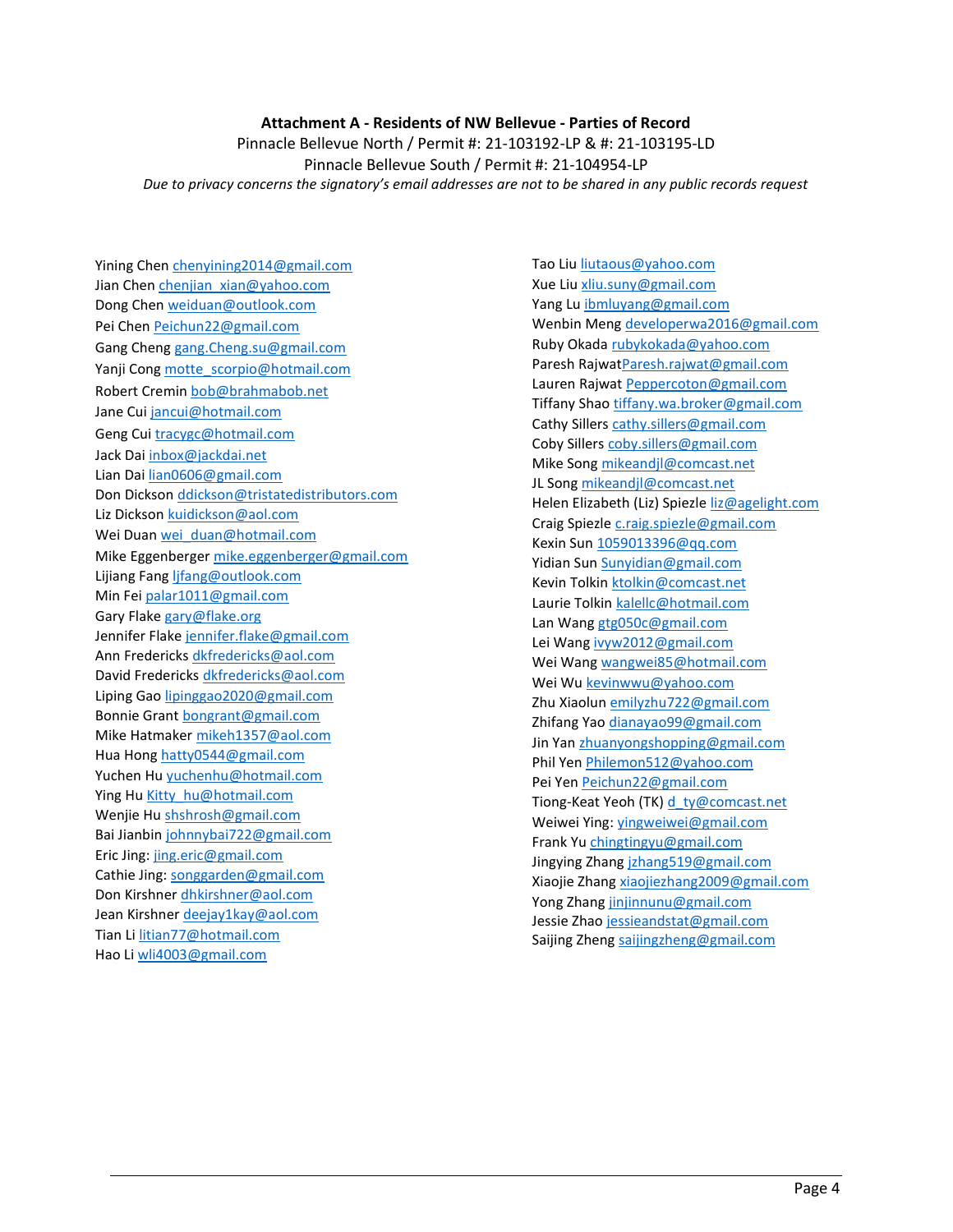**Attachment A - Residents of NW Bellevue - Parties of Record**

Pinnacle Bellevue North / Permit #: 21-103192-LP & #: 21-103195-LD

Pinnacle Bellevue South / Permit #: 21-104954-LP

*Due to privacy concerns the signatory's email addresses are not to be shared in any public records request*

Yining Chen chenyining2014@gmail.com
Jian Chen chenjian_xian@yahoo.com
Dong Chen weiduan@outlook.com
Pei Chen Peichun22@gmail.com
Gang Cheng gang.Cheng.su@gmail.com
Yanji Cong motte_scorpio@hotmail.com
Robert Cremin bob@brahmabob.net
Jane Cui jancui@hotmail.com
Geng Cui tracygc@hotmail.com
Jack Dai inbox@jackdai.net
Lian Dai lian0606@gmail.com
Don Dickson ddickson@tristatedistributors.com
Liz Dickson kuidickson@aol.com
Wei Duan wei_duan@hotmail.com
Mike Eggenberger mike.eggenberger@gmail.com
Lijiang Fang ljfang@outlook.com
Min Fei palar1011@gmail.com
Gary Flake gary@flake.org
Jennifer Flake jennifer.flake@gmail.com
Ann Fredericks dkfredericks@aol.com
David Fredericks dkfredericks@aol.com
Liping Gao lipinggao2020@gmail.com
Bonnie Grant bongrant@gmail.com
Mike Hatmaker mikeh1357@aol.com
Hua Hong hatty0544@gmail.com
Yuchen Hu yuchenhu@hotmail.com
Ying Hu Kitty_hu@hotmail.com
Wenjie Hu shshrosh@gmail.com
Bai Jianbin johnnybai722@gmail.com
Eric Jing: jing.eric@gmail.com
Cathie Jing: songgarden@gmail.com
Don Kirshner dhkirshner@aol.com
Jean Kirshner deejay1kay@aol.com
Tian Li litian77@hotmail.com
Hao Li wli4003@gmail.com
Tao Liu liutaous@yahoo.com
Xue Liu xliu.suny@gmail.com
Yang Lu ibmluyang@gmail.com
Wenbin Meng developerwa2016@gmail.com
Ruby Okada rubykokada@yahoo.com
Paresh RajwatParesh.rajwat@gmail.com
Lauren Rajwat Peppercoton@gmail.com
Tiffany Shao tiffany.wa.broker@gmail.com
Cathy Sillers cathy.sillers@gmail.com
Coby Sillers coby.sillers@gmail.com
Mike Song mikeandjl@comcast.net
JL Song mikeandjl@comcast.net
Helen Elizabeth (Liz) Spiezle liz@agelight.com
Craig Spiezle c.raig.spiezle@gmail.com
Kexin Sun 1059013396@qq.com
Yidian Sun Sunyidian@gmail.com
Kevin Tolkin ktolkin@comcast.net
Laurie Tolkin kalellc@hotmail.com
Lan Wang gtg050c@gmail.com
Lei Wang ivyw2012@gmail.com
Wei Wang wangwei85@hotmail.com
Wei Wu kevinwwu@yahoo.com
Zhu Xiaolun emilyzhu722@gmail.com
Zhifang Yao dianayao99@gmail.com
Jin Yan zhuanyongshopping@gmail.com
Phil Yen Philemon512@yahoo.com
Pei Yen Peichun22@gmail.com
Tiong-Keat Yeoh (TK) d_ty@comcast.net
Weiwei Ying: yingweiwei@gmail.com
Frank Yu chingtingyu@gmail.com
Jingying Zhang jzhang519@gmail.com
Xiaojie Zhang xiaojiezhang2009@gmail.com
Yong Zhang jinjinnunu@gmail.com
Jessie Zhao jessieandstat@gmail.com
Saijing Zheng saijingzheng@gmail.com